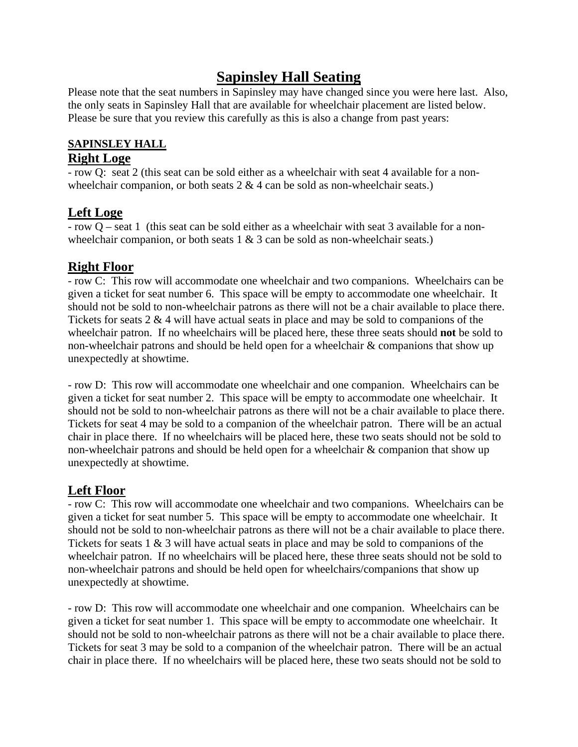# Sapinsley Hall Seating

Please note that the seat numbers in Sapinsley may have changed since you were here last. Also, the only seats in Sapinsley Hall that are available for wheelchair placement are listed below. Please be sure that you review this carefully as this is also a change from past years:

**SAPINSLEY HALL**

## Right Loge

- row Q: seat 2 (this seat can be sold either as a wheelchair with seat 4 available for a non-wheelchair companion, or both seats 2 & 4 can be sold as non-wheelchair seats.)

## Left Loge

- row Q – seat 1 (this seat can be sold either as a wheelchair with seat 3 available for a non-wheelchair companion, or both seats 1 & 3 can be sold as non-wheelchair seats.)

## Right Floor

- row C: This row will accommodate one wheelchair and two companions. Wheelchairs can be given a ticket for seat number 6. This space will be empty to accommodate one wheelchair. It should not be sold to non-wheelchair patrons as there will not be a chair available to place there. Tickets for seats 2 & 4 will have actual seats in place and may be sold to companions of the wheelchair patron. If no wheelchairs will be placed here, these three seats should **not** be sold to non-wheelchair patrons and should be held open for a wheelchair & companions that show up unexpectedly at showtime.

- row D: This row will accommodate one wheelchair and one companion. Wheelchairs can be given a ticket for seat number 2. This space will be empty to accommodate one wheelchair. It should not be sold to non-wheelchair patrons as there will not be a chair available to place there. Tickets for seat 4 may be sold to a companion of the wheelchair patron. There will be an actual chair in place there. If no wheelchairs will be placed here, these two seats should not be sold to non-wheelchair patrons and should be held open for a wheelchair & companion that show up unexpectedly at showtime.

## Left Floor

- row C: This row will accommodate one wheelchair and two companions. Wheelchairs can be given a ticket for seat number 5. This space will be empty to accommodate one wheelchair. It should not be sold to non-wheelchair patrons as there will not be a chair available to place there. Tickets for seats 1 & 3 will have actual seats in place and may be sold to companions of the wheelchair patron. If no wheelchairs will be placed here, these three seats should not be sold to non-wheelchair patrons and should be held open for wheelchairs/companions that show up unexpectedly at showtime.

- row D: This row will accommodate one wheelchair and one companion. Wheelchairs can be given a ticket for seat number 1. This space will be empty to accommodate one wheelchair. It should not be sold to non-wheelchair patrons as there will not be a chair available to place there. Tickets for seat 3 may be sold to a companion of the wheelchair patron. There will be an actual chair in place there. If no wheelchairs will be placed here, these two seats should not be sold to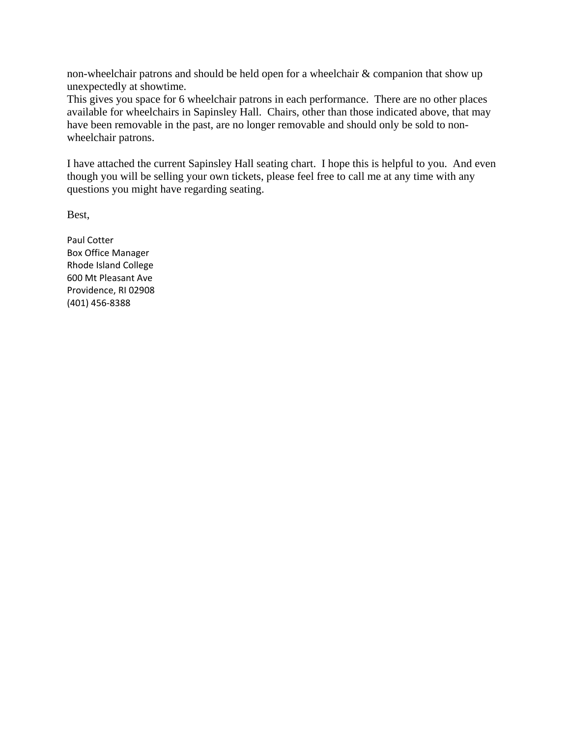non-wheelchair patrons and should be held open for a wheelchair & companion that show up unexpectedly at showtime.
This gives you space for 6 wheelchair patrons in each performance. There are no other places available for wheelchairs in Sapinsley Hall. Chairs, other than those indicated above, that may have been removable in the past, are no longer removable and should only be sold to non-wheelchair patrons.

I have attached the current Sapinsley Hall seating chart. I hope this is helpful to you. And even though you will be selling your own tickets, please feel free to call me at any time with any questions you might have regarding seating.

Best,

Paul Cotter
Box Office Manager
Rhode Island College
600 Mt Pleasant Ave
Providence, RI 02908
(401) 456-8388